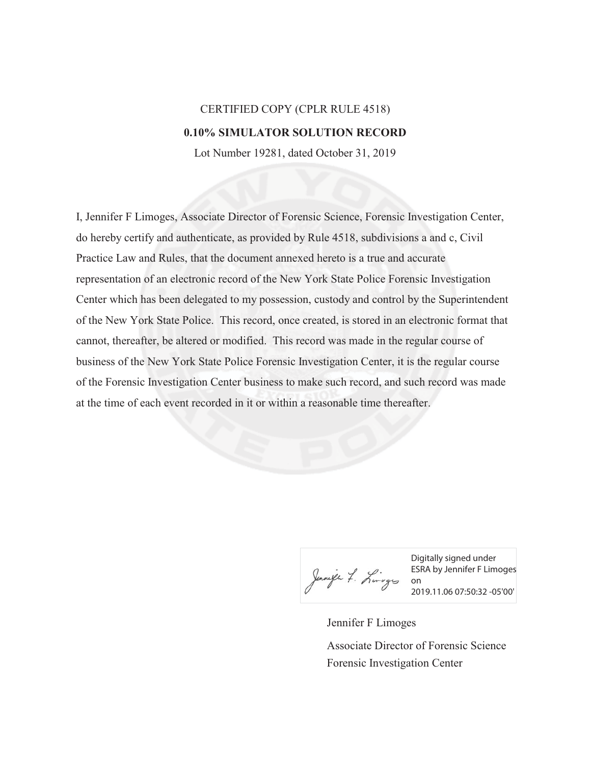CERTIFIED COPY (CPLR RULE 4518)

**0.10% SIMULATOR SOLUTION RECORD**

Lot Number 19281, dated October 31, 2019

I, Jennifer F Limoges, Associate Director of Forensic Science, Forensic Investigation Center, do hereby certify and authenticate, as provided by Rule 4518, subdivisions a and c, Civil Practice Law and Rules, that the document annexed hereto is a true and accurate representation of an electronic record of the New York State Police Forensic Investigation Center which has been delegated to my possession, custody and control by the Superintendent of the New York State Police. This record, once created, is stored in an electronic format that cannot, thereafter, be altered or modified. This record was made in the regular course of business of the New York State Police Forensic Investigation Center, it is the regular course of the Forensic Investigation Center business to make such record, and such record was made at the time of each event recorded in it or within a reasonable time thereafter.

Digitally signed under ESRA by Jennifer F Limoges on 2019.11.06 07:50:32 -05'00'

Jennifer F Limoges

Associate Director of Forensic Science

Forensic Investigation Center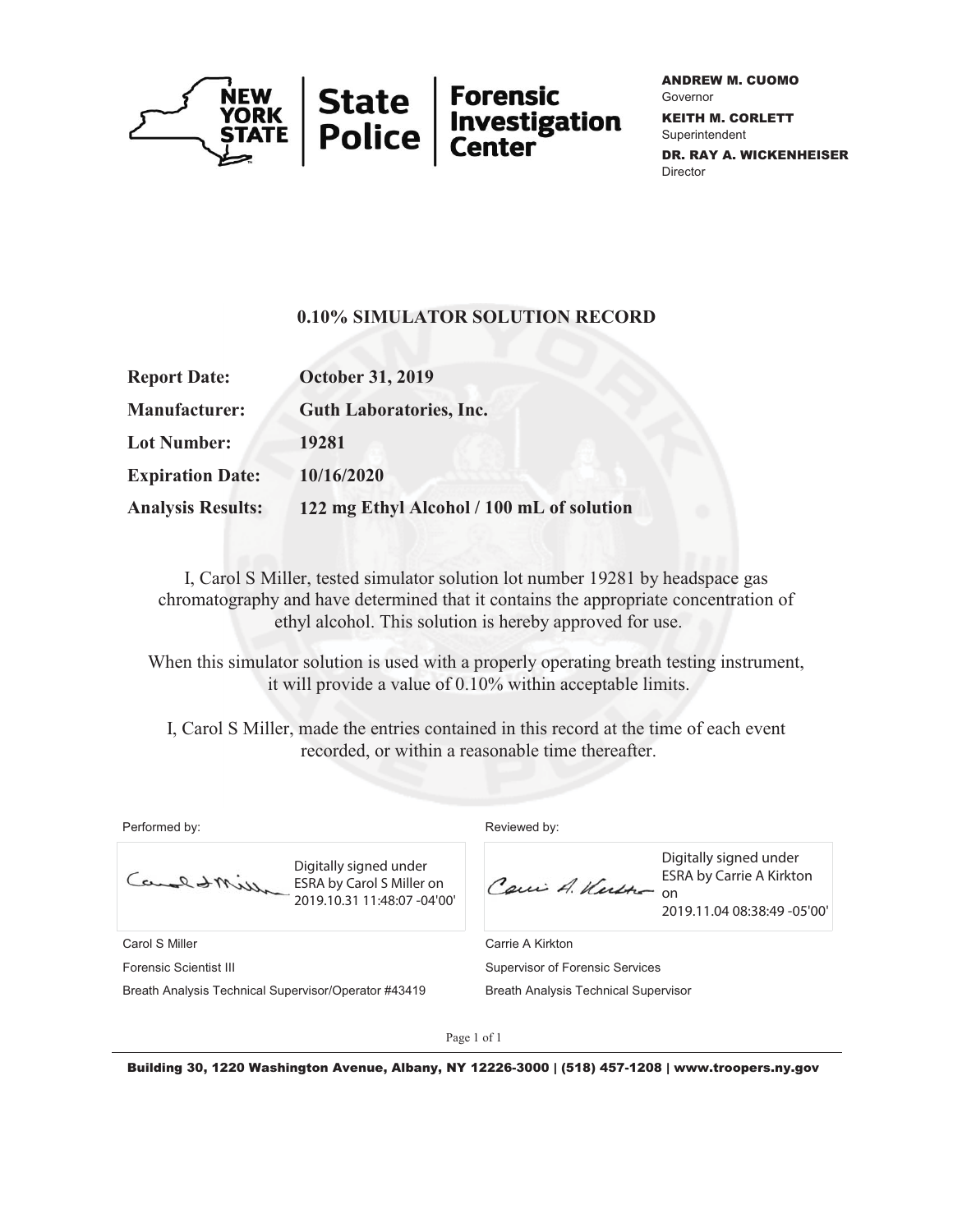New York State | State Police | Forensic Investigation Center

**ANDREW M. CUOMO**
Governor

**KEITH M. CORLETT**
Superintendent

**DR. RAY A. WICKENHEISER**
Director

## 0.10% SIMULATOR SOLUTION RECORD

| | |
|---|---|
| **Report Date:** | **October 31, 2019** |
| **Manufacturer:** | **Guth Laboratories, Inc.** |
| **Lot Number:** | **19281** |
| **Expiration Date:** | **10/16/2020** |
| **Analysis Results:** | **122 mg Ethyl Alcohol / 100 mL of solution** |

I, Carol S Miller, tested simulator solution lot number 19281 by headspace gas chromatography and have determined that it contains the appropriate concentration of ethyl alcohol. This solution is hereby approved for use.

When this simulator solution is used with a properly operating breath testing instrument, it will provide a value of 0.10% within acceptable limits.

I, Carol S Miller, made the entries contained in this record at the time of each event recorded, or within a reasonable time thereafter.

Performed by:

Digitally signed under ESRA by Carol S Miller on 2019.10.31 11:48:07 -04'00'

Carol S Miller
Forensic Scientist III
Breath Analysis Technical Supervisor/Operator #43419

Reviewed by:

Digitally signed under ESRA by Carrie A Kirkton on 2019.11.04 08:38:49 -05'00'

Carrie A Kirkton
Supervisor of Forensic Services
Breath Analysis Technical Supervisor

**Building 30, 1220 Washington Avenue, Albany, NY 12226-3000 | (518) 457-1208 | www.troopers.ny.gov**